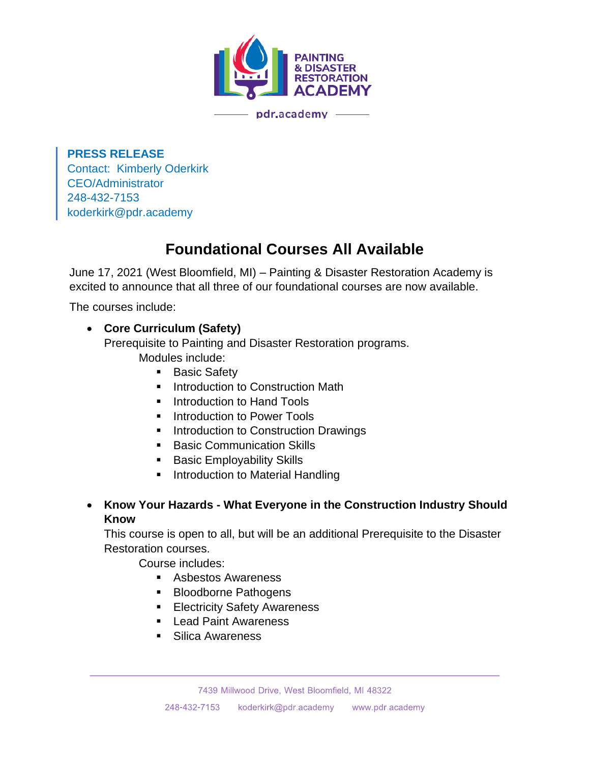PAINTING & DISASTER RESTORATION ACADEMY

pdr.academy

**PRESS RELEASE**
Contact: Kimberly Oderkirk
CEO/Administrator
248-432-7153
koderkirk@pdr.academy

# Foundational Courses All Available

June 17, 2021 (West Bloomfield, MI) – Painting & Disaster Restoration Academy is excited to announce that all three of our foundational courses are now available.

The courses include:

- **Core Curriculum (Safety)**
  Prerequisite to Painting and Disaster Restoration programs.
  Modules include:
  - Basic Safety
  - Introduction to Construction Math
  - Introduction to Hand Tools
  - Introduction to Power Tools
  - Introduction to Construction Drawings
  - Basic Communication Skills
  - Basic Employability Skills
  - Introduction to Material Handling

- **Know Your Hazards - What Everyone in the Construction Industry Should Know**
  This course is open to all, but will be an additional Prerequisite to the Disaster Restoration courses.
  Course includes:
  - Asbestos Awareness
  - Bloodborne Pathogens
  - Electricity Safety Awareness
  - Lead Paint Awareness
  - Silica Awareness

7439 Millwood Drive, West Bloomfield, MI 48322

248-432-7153 koderkirk@pdr.academy www.pdr.academy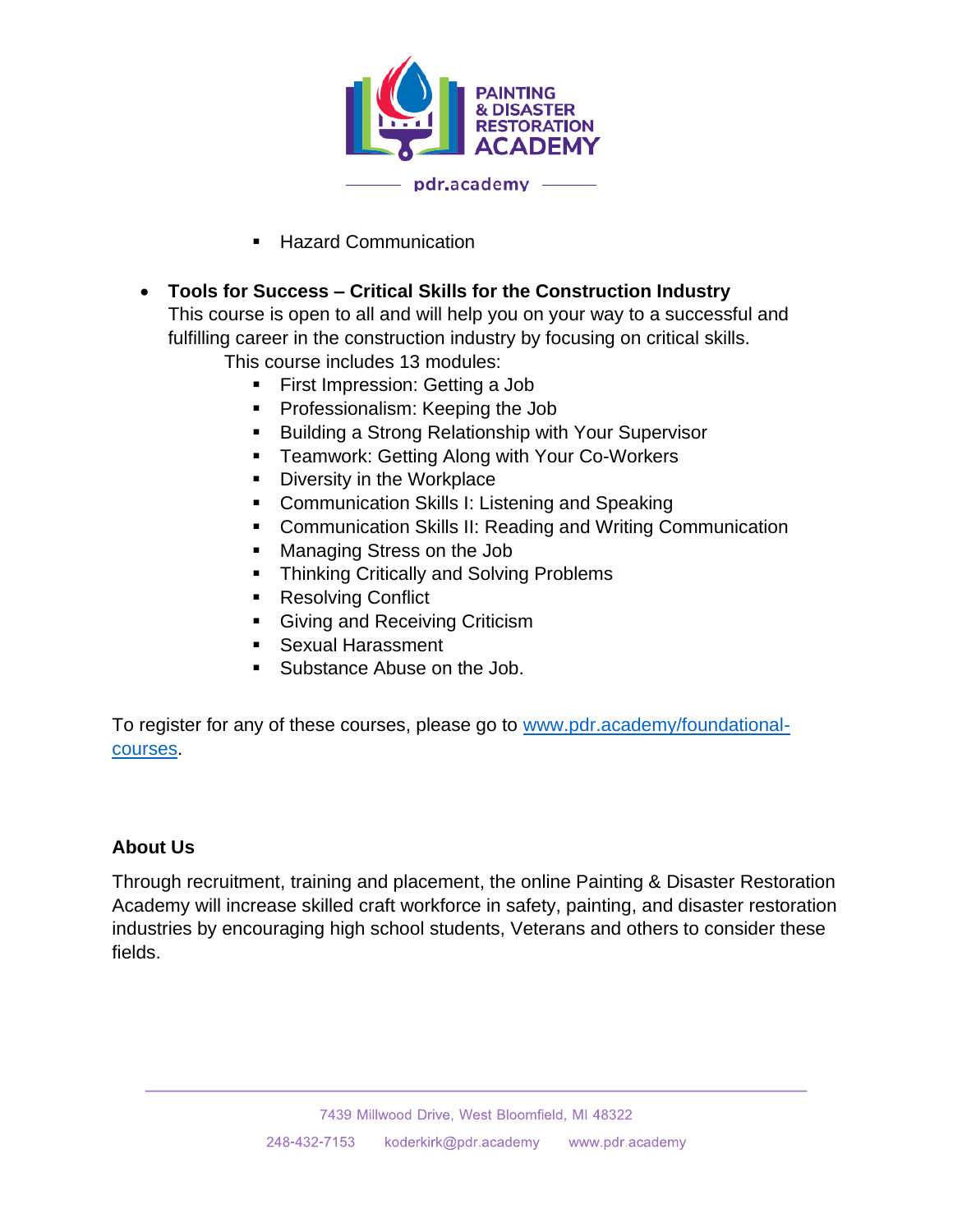- Hazard Communication

- **Tools for Success – Critical Skills for the Construction Industry**
  This course is open to all and will help you on your way to a successful and fulfilling career in the construction industry by focusing on critical skills.
  This course includes 13 modules:
    - First Impression: Getting a Job
    - Professionalism: Keeping the Job
    - Building a Strong Relationship with Your Supervisor
    - Teamwork: Getting Along with Your Co-Workers
    - Diversity in the Workplace
    - Communication Skills I: Listening and Speaking
    - Communication Skills II: Reading and Writing Communication
    - Managing Stress on the Job
    - Thinking Critically and Solving Problems
    - Resolving Conflict
    - Giving and Receiving Criticism
    - Sexual Harassment
    - Substance Abuse on the Job.

To register for any of these courses, please go to [www.pdr.academy/foundational-courses](www.pdr.academy/foundational-courses).

**About Us**

Through recruitment, training and placement, the online Painting & Disaster Restoration Academy will increase skilled craft workforce in safety, painting, and disaster restoration industries by encouraging high school students, Veterans and others to consider these fields.